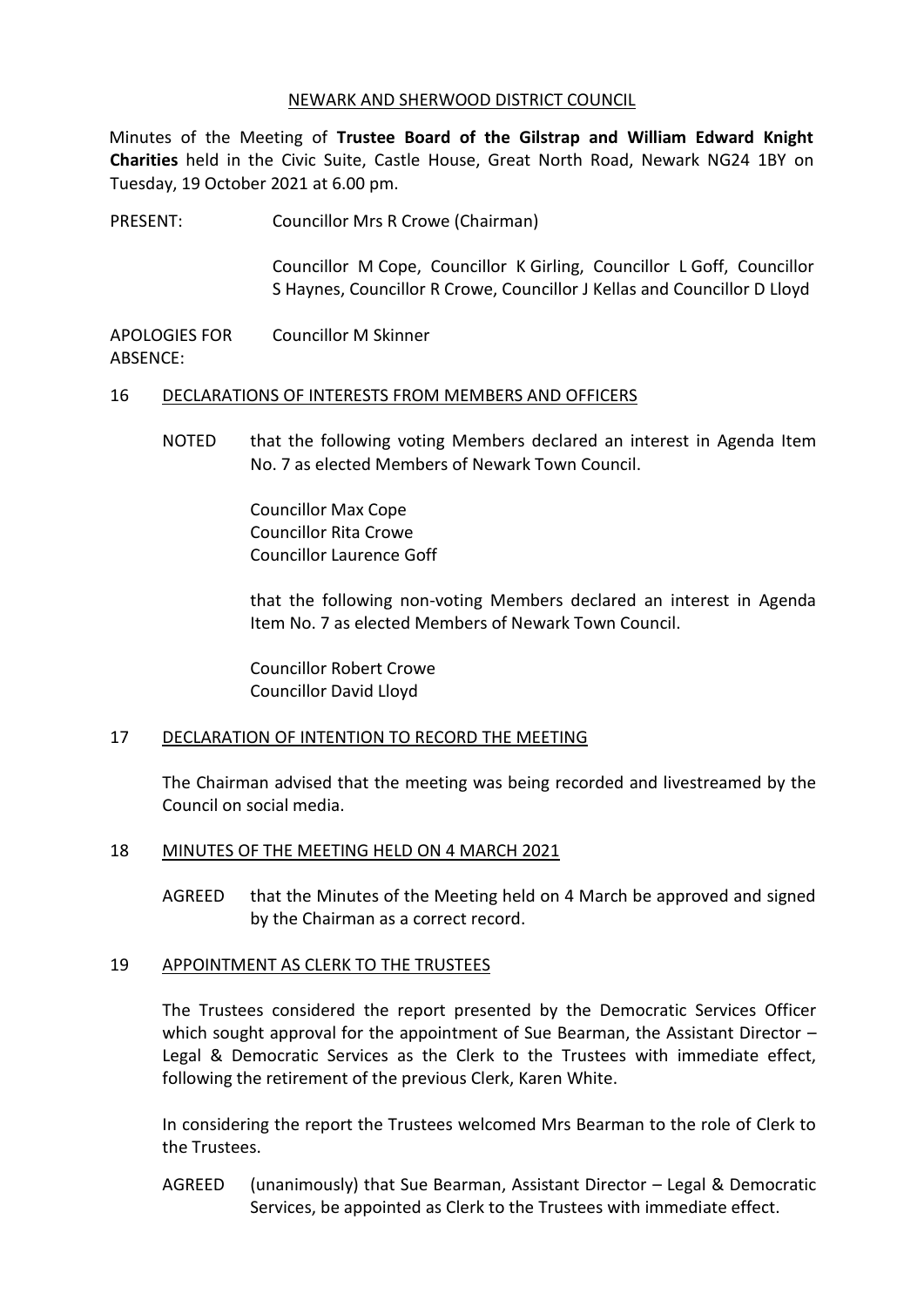NEWARK AND SHERWOOD DISTRICT COUNCIL

Minutes of the Meeting of **Trustee Board of the Gilstrap and William Edward Knight Charities** held in the Civic Suite, Castle House, Great North Road, Newark NG24 1BY on Tuesday, 19 October 2021 at 6.00 pm.

PRESENT: Councillor Mrs R Crowe (Chairman)

Councillor M Cope, Councillor K Girling, Councillor L Goff, Councillor S Haynes, Councillor R Crowe, Councillor J Kellas and Councillor D Lloyd

APOLOGIES FOR ABSENCE: Councillor M Skinner

## 16 DECLARATIONS OF INTERESTS FROM MEMBERS AND OFFICERS

NOTED that the following voting Members declared an interest in Agenda Item No. 7 as elected Members of Newark Town Council.

Councillor Max Cope
Councillor Rita Crowe
Councillor Laurence Goff

that the following non-voting Members declared an interest in Agenda Item No. 7 as elected Members of Newark Town Council.

Councillor Robert Crowe
Councillor David Lloyd

## 17 DECLARATION OF INTENTION TO RECORD THE MEETING

The Chairman advised that the meeting was being recorded and livestreamed by the Council on social media.

## 18 MINUTES OF THE MEETING HELD ON 4 MARCH 2021

AGREED that the Minutes of the Meeting held on 4 March be approved and signed by the Chairman as a correct record.

## 19 APPOINTMENT AS CLERK TO THE TRUSTEES

The Trustees considered the report presented by the Democratic Services Officer which sought approval for the appointment of Sue Bearman, the Assistant Director – Legal & Democratic Services as the Clerk to the Trustees with immediate effect, following the retirement of the previous Clerk, Karen White.

In considering the report the Trustees welcomed Mrs Bearman to the role of Clerk to the Trustees.

AGREED (unanimously) that Sue Bearman, Assistant Director – Legal & Democratic Services, be appointed as Clerk to the Trustees with immediate effect.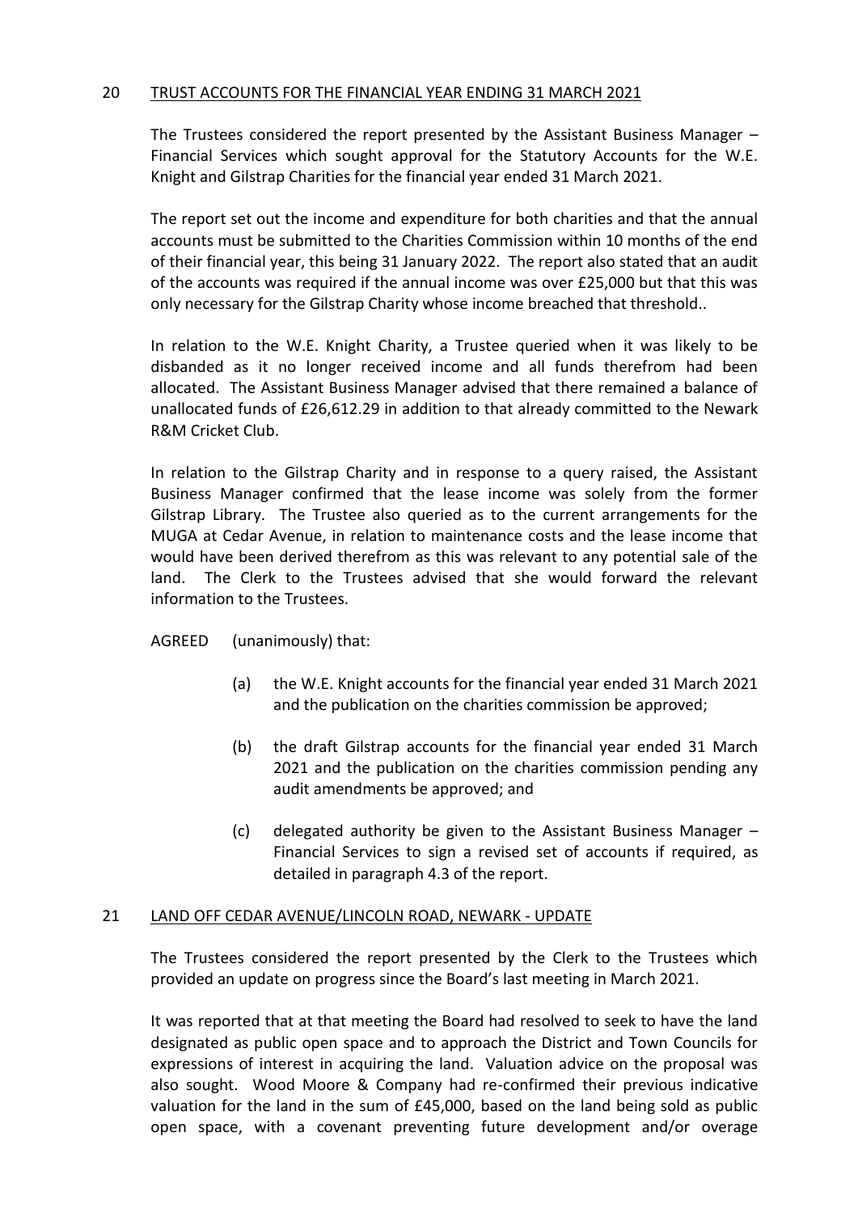## 20 TRUST ACCOUNTS FOR THE FINANCIAL YEAR ENDING 31 MARCH 2021

The Trustees considered the report presented by the Assistant Business Manager – Financial Services which sought approval for the Statutory Accounts for the W.E. Knight and Gilstrap Charities for the financial year ended 31 March 2021.

The report set out the income and expenditure for both charities and that the annual accounts must be submitted to the Charities Commission within 10 months of the end of their financial year, this being 31 January 2022. The report also stated that an audit of the accounts was required if the annual income was over £25,000 but that this was only necessary for the Gilstrap Charity whose income breached that threshold..

In relation to the W.E. Knight Charity, a Trustee queried when it was likely to be disbanded as it no longer received income and all funds therefrom had been allocated. The Assistant Business Manager advised that there remained a balance of unallocated funds of £26,612.29 in addition to that already committed to the Newark R&M Cricket Club.

In relation to the Gilstrap Charity and in response to a query raised, the Assistant Business Manager confirmed that the lease income was solely from the former Gilstrap Library. The Trustee also queried as to the current arrangements for the MUGA at Cedar Avenue, in relation to maintenance costs and the lease income that would have been derived therefrom as this was relevant to any potential sale of the land. The Clerk to the Trustees advised that she would forward the relevant information to the Trustees.

AGREED (unanimously) that:

(a) the W.E. Knight accounts for the financial year ended 31 March 2021 and the publication on the charities commission be approved;

(b) the draft Gilstrap accounts for the financial year ended 31 March 2021 and the publication on the charities commission pending any audit amendments be approved; and

(c) delegated authority be given to the Assistant Business Manager – Financial Services to sign a revised set of accounts if required, as detailed in paragraph 4.3 of the report.

## 21 LAND OFF CEDAR AVENUE/LINCOLN ROAD, NEWARK - UPDATE

The Trustees considered the report presented by the Clerk to the Trustees which provided an update on progress since the Board's last meeting in March 2021.

It was reported that at that meeting the Board had resolved to seek to have the land designated as public open space and to approach the District and Town Councils for expressions of interest in acquiring the land. Valuation advice on the proposal was also sought. Wood Moore & Company had re-confirmed their previous indicative valuation for the land in the sum of £45,000, based on the land being sold as public open space, with a covenant preventing future development and/or overage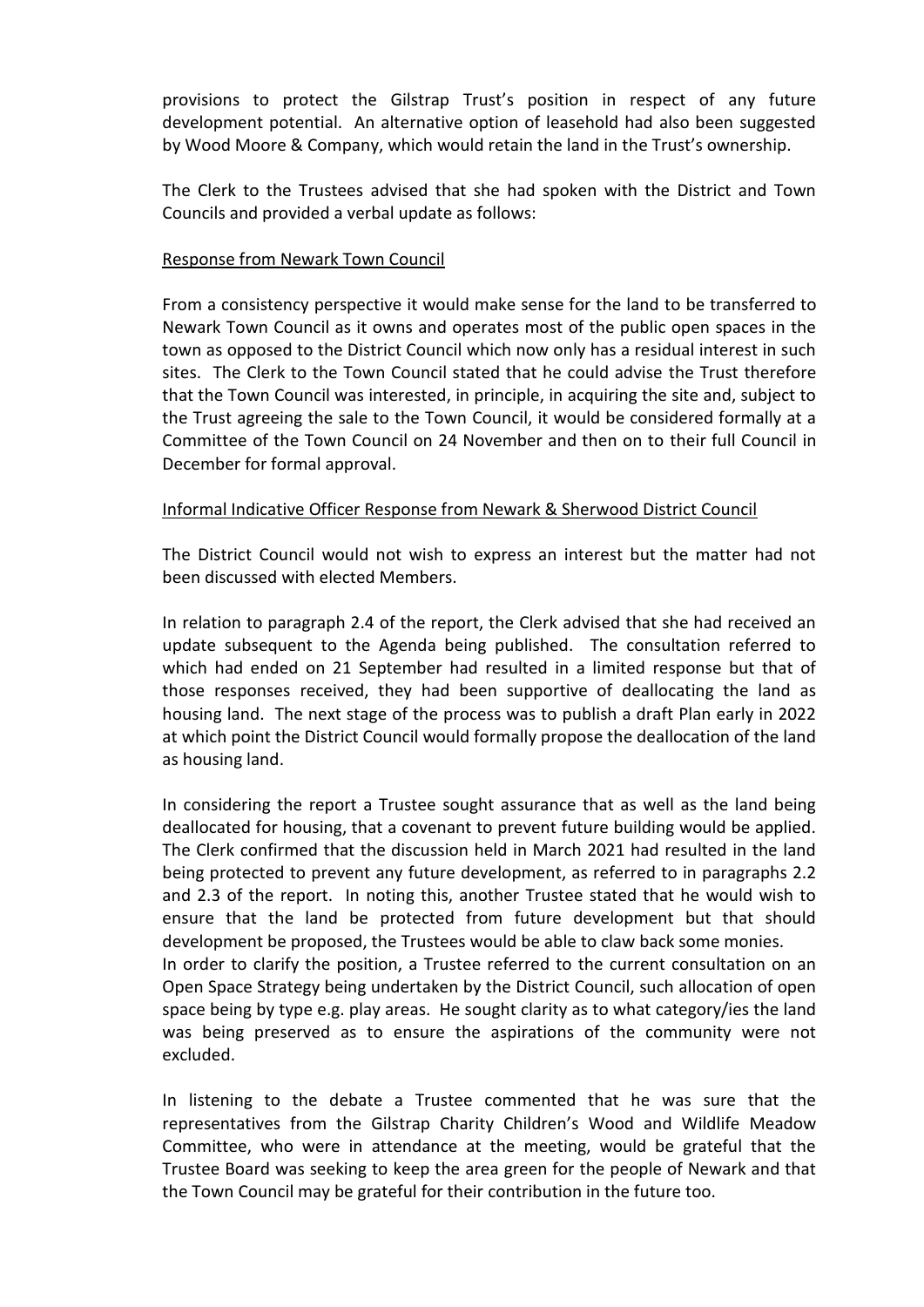provisions to protect the Gilstrap Trust's position in respect of any future development potential. An alternative option of leasehold had also been suggested by Wood Moore & Company, which would retain the land in the Trust's ownership.

The Clerk to the Trustees advised that she had spoken with the District and Town Councils and provided a verbal update as follows:

<u>Response from Newark Town Council</u>

From a consistency perspective it would make sense for the land to be transferred to Newark Town Council as it owns and operates most of the public open spaces in the town as opposed to the District Council which now only has a residual interest in such sites. The Clerk to the Town Council stated that he could advise the Trust therefore that the Town Council was interested, in principle, in acquiring the site and, subject to the Trust agreeing the sale to the Town Council, it would be considered formally at a Committee of the Town Council on 24 November and then on to their full Council in December for formal approval.

<u>Informal Indicative Officer Response from Newark & Sherwood District Council</u>

The District Council would not wish to express an interest but the matter had not been discussed with elected Members.

In relation to paragraph 2.4 of the report, the Clerk advised that she had received an update subsequent to the Agenda being published. The consultation referred to which had ended on 21 September had resulted in a limited response but that of those responses received, they had been supportive of deallocating the land as housing land. The next stage of the process was to publish a draft Plan early in 2022 at which point the District Council would formally propose the deallocation of the land as housing land.

In considering the report a Trustee sought assurance that as well as the land being deallocated for housing, that a covenant to prevent future building would be applied. The Clerk confirmed that the discussion held in March 2021 had resulted in the land being protected to prevent any future development, as referred to in paragraphs 2.2 and 2.3 of the report. In noting this, another Trustee stated that he would wish to ensure that the land be protected from future development but that should development be proposed, the Trustees would be able to claw back some monies.
In order to clarify the position, a Trustee referred to the current consultation on an Open Space Strategy being undertaken by the District Council, such allocation of open space being by type e.g. play areas. He sought clarity as to what category/ies the land was being preserved as to ensure the aspirations of the community were not excluded.

In listening to the debate a Trustee commented that he was sure that the representatives from the Gilstrap Charity Children's Wood and Wildlife Meadow Committee, who were in attendance at the meeting, would be grateful that the Trustee Board was seeking to keep the area green for the people of Newark and that the Town Council may be grateful for their contribution in the future too.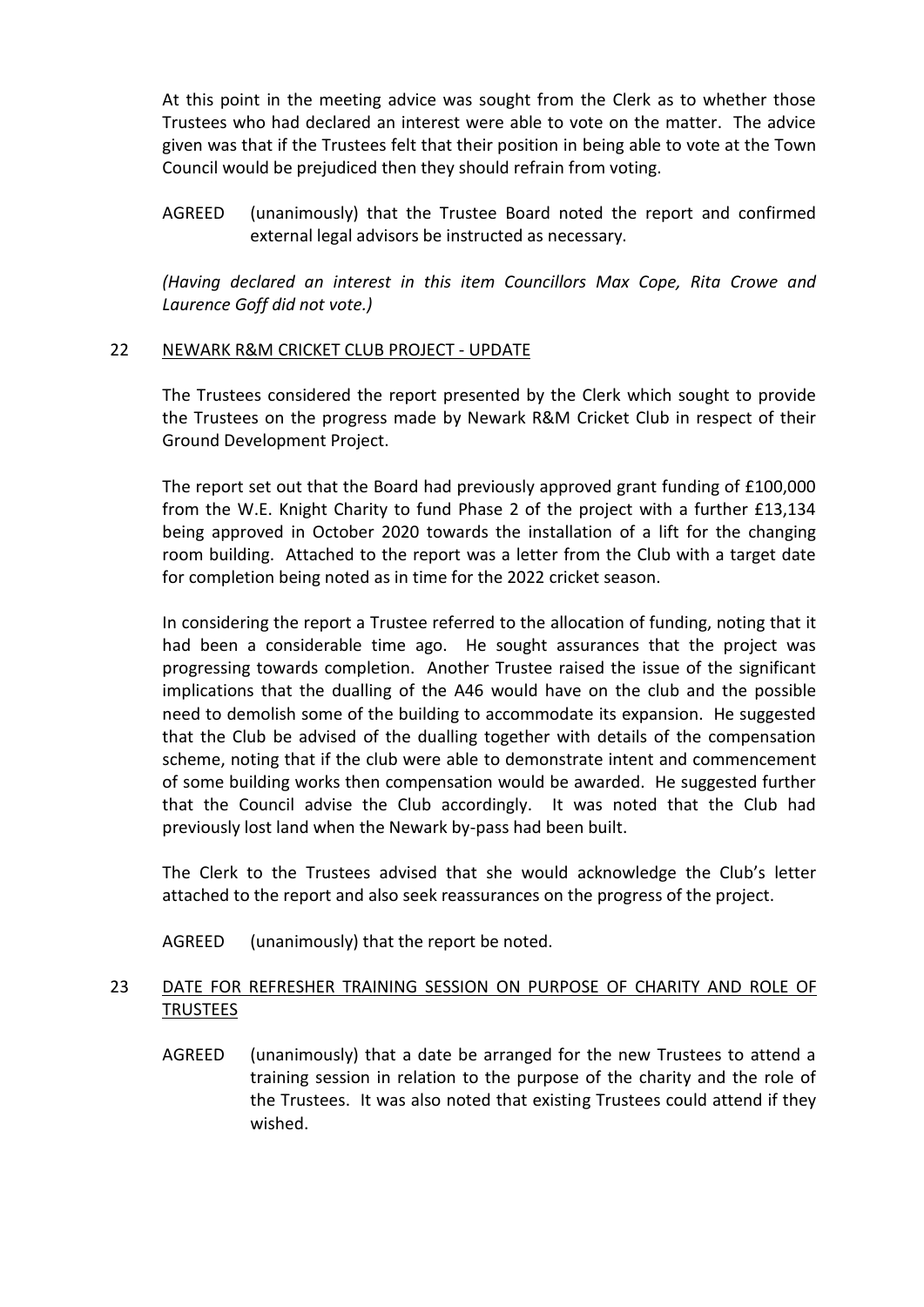At this point in the meeting advice was sought from the Clerk as to whether those Trustees who had declared an interest were able to vote on the matter. The advice given was that if the Trustees felt that their position in being able to vote at the Town Council would be prejudiced then they should refrain from voting.

AGREED (unanimously) that the Trustee Board noted the report and confirmed external legal advisors be instructed as necessary.

*(Having declared an interest in this item Councillors Max Cope, Rita Crowe and Laurence Goff did not vote.)*

## 22 NEWARK R&M CRICKET CLUB PROJECT - UPDATE

The Trustees considered the report presented by the Clerk which sought to provide the Trustees on the progress made by Newark R&M Cricket Club in respect of their Ground Development Project.

The report set out that the Board had previously approved grant funding of £100,000 from the W.E. Knight Charity to fund Phase 2 of the project with a further £13,134 being approved in October 2020 towards the installation of a lift for the changing room building. Attached to the report was a letter from the Club with a target date for completion being noted as in time for the 2022 cricket season.

In considering the report a Trustee referred to the allocation of funding, noting that it had been a considerable time ago. He sought assurances that the project was progressing towards completion. Another Trustee raised the issue of the significant implications that the dualling of the A46 would have on the club and the possible need to demolish some of the building to accommodate its expansion. He suggested that the Club be advised of the dualling together with details of the compensation scheme, noting that if the club were able to demonstrate intent and commencement of some building works then compensation would be awarded. He suggested further that the Council advise the Club accordingly. It was noted that the Club had previously lost land when the Newark by-pass had been built.

The Clerk to the Trustees advised that she would acknowledge the Club's letter attached to the report and also seek reassurances on the progress of the project.

AGREED (unanimously) that the report be noted.

## 23 DATE FOR REFRESHER TRAINING SESSION ON PURPOSE OF CHARITY AND ROLE OF TRUSTEES

AGREED (unanimously) that a date be arranged for the new Trustees to attend a training session in relation to the purpose of the charity and the role of the Trustees. It was also noted that existing Trustees could attend if they wished.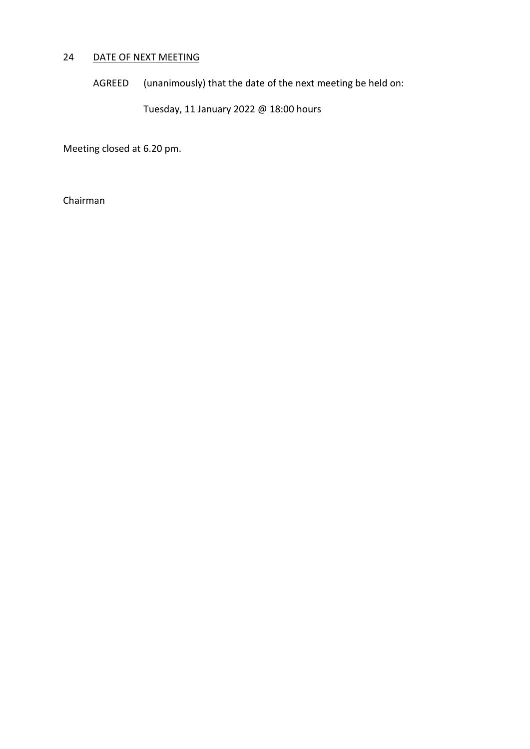## 24 DATE OF NEXT MEETING

AGREED (unanimously) that the date of the next meeting be held on:

Tuesday, 11 January 2022 @ 18:00 hours

Meeting closed at 6.20 pm.

Chairman